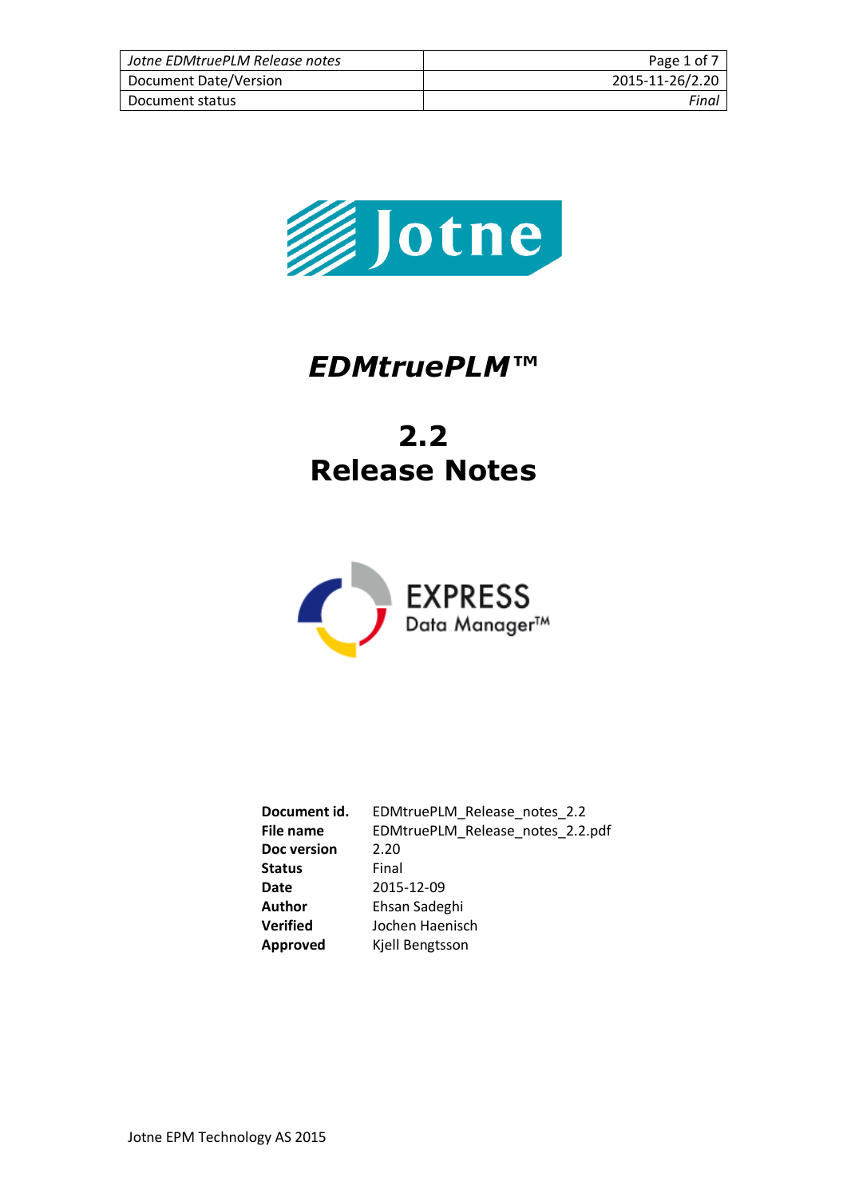# EDMtruePLM™

# 2.2
# Release Notes

| | |
|---|---|
| **Document id.** | EDMtruePLM_Release_notes_2.2 |
| **File name** | EDMtruePLM_Release_notes_2.2.pdf |
| **Doc version** | 2.20 |
| **Status** | Final |
| **Date** | 2015-12-09 |
| **Author** | Ehsan Sadeghi |
| **Verified** | Jochen Haenisch |
| **Approved** | Kjell Bengtsson |

Jotne EPM Technology AS 2015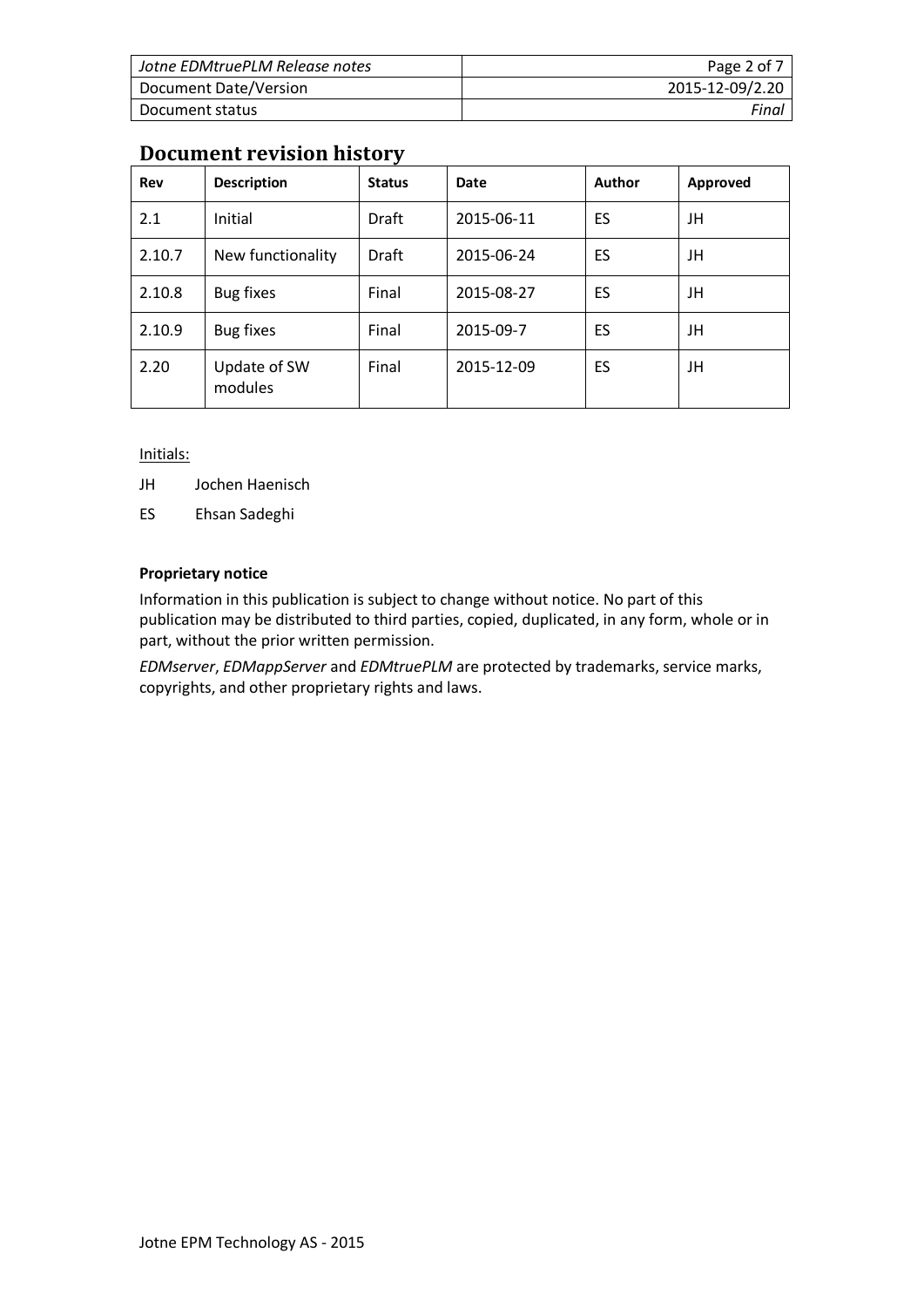## Document revision history

| Rev | Description | Status | Date | Author | Approved |
|---|---|---|---|---|---|
| 2.1 | Initial | Draft | 2015-06-11 | ES | JH |
| 2.10.7 | New functionality | Draft | 2015-06-24 | ES | JH |
| 2.10.8 | Bug fixes | Final | 2015-08-27 | ES | JH |
| 2.10.9 | Bug fixes | Final | 2015-09-7 | ES | JH |
| 2.20 | Update of SW modules | Final | 2015-12-09 | ES | JH |

Initials:

JH Jochen Haenisch

ES Ehsan Sadeghi

**Proprietary notice**

Information in this publication is subject to change without notice. No part of this publication may be distributed to third parties, copied, duplicated, in any form, whole or in part, without the prior written permission.

*EDMserver*, *EDMappServer* and *EDMtruePLM* are protected by trademarks, service marks, copyrights, and other proprietary rights and laws.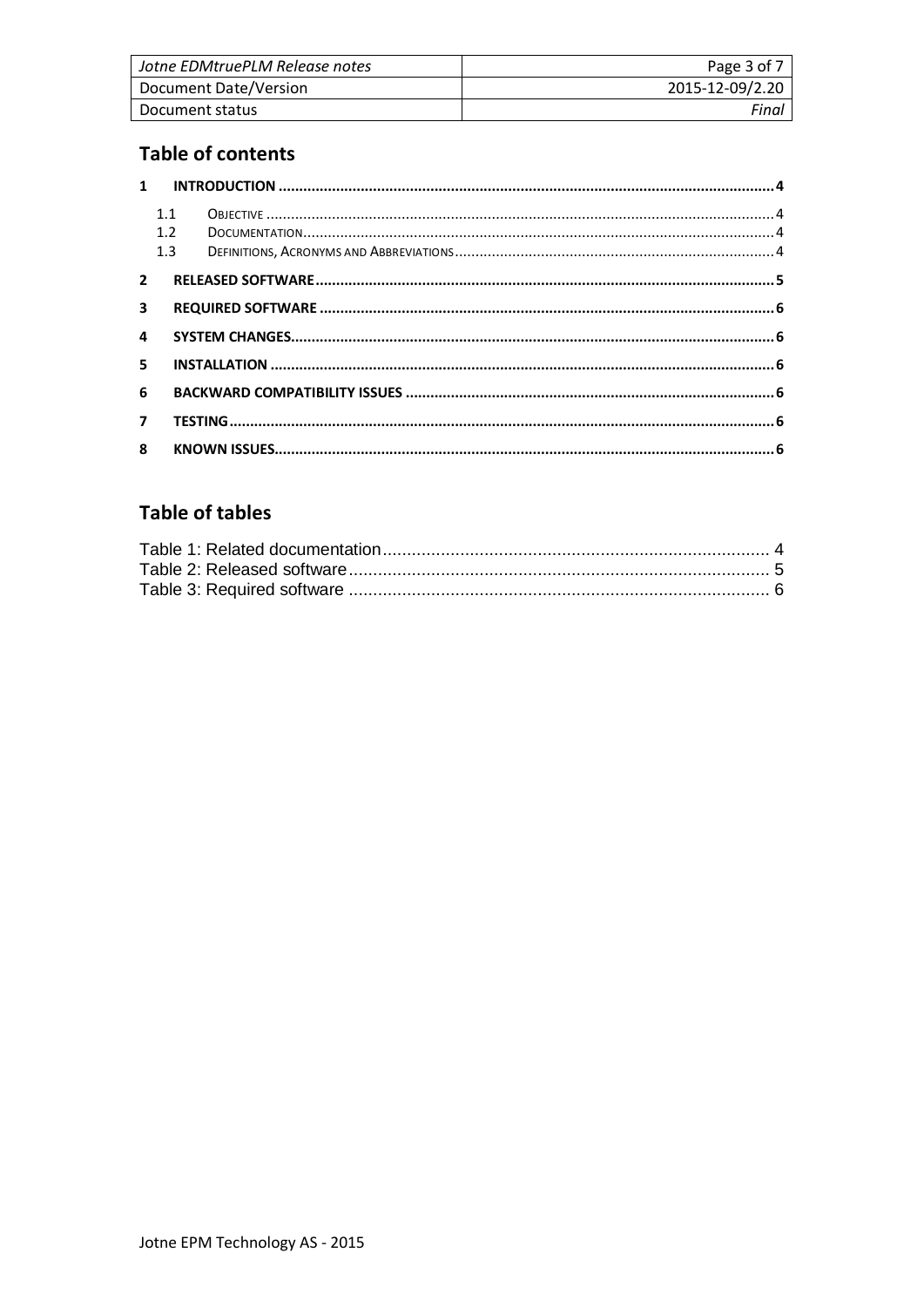## Table of contents

1 INTRODUCTION ........................................................ 4
 1.1 OBJECTIVE ........................................................ 4
 1.2 DOCUMENTATION ........................................................ 4
 1.3 DEFINITIONS, ACRONYMS AND ABBREVIATIONS ........................................................ 4
2 RELEASED SOFTWARE ........................................................ 5
3 REQUIRED SOFTWARE ........................................................ 6
4 SYSTEM CHANGES ........................................................ 6
5 INSTALLATION ........................................................ 6
6 BACKWARD COMPATIBILITY ISSUES ........................................................ 6
7 TESTING ........................................................ 6
8 KNOWN ISSUES ........................................................ 6

## Table of tables

Table 1: Related documentation ........................................................ 4
Table 2: Released software ........................................................ 5
Table 3: Required software ........................................................ 6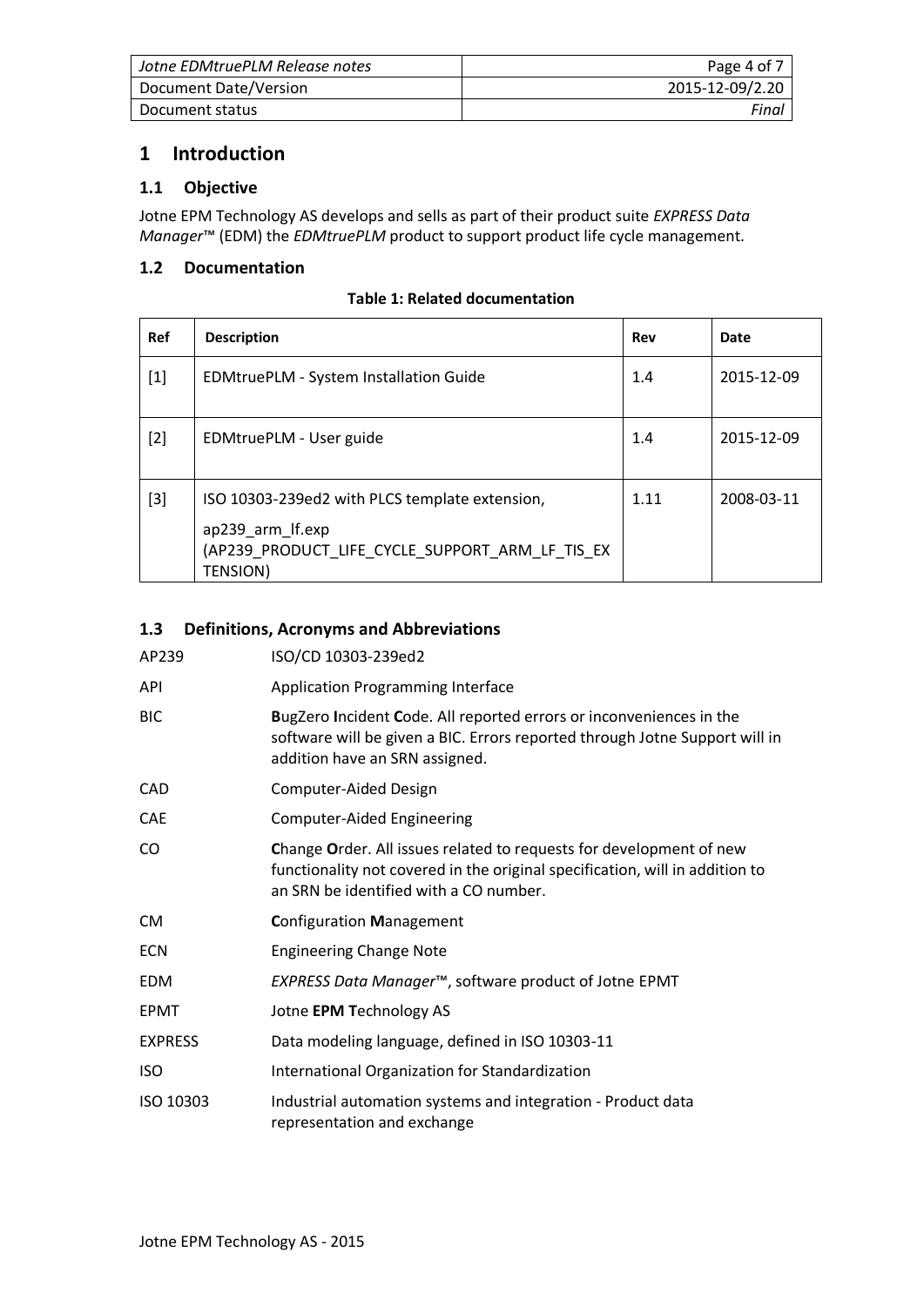# 1 Introduction

## 1.1 Objective

Jotne EPM Technology AS develops and sells as part of their product suite *EXPRESS Data Manager*™ (EDM) the *EDMtruePLM* product to support product life cycle management.

## 1.2 Documentation

**Table 1: Related documentation**

| Ref | Description | Rev | Date |
|---|---|---|---|
| [1] | EDMtruePLM - System Installation Guide | 1.4 | 2015-12-09 |
| [2] | EDMtruePLM - User guide | 1.4 | 2015-12-09 |
| [3] | ISO 10303-239ed2 with PLCS template extension, ap239_arm_lf.exp (AP239_PRODUCT_LIFE_CYCLE_SUPPORT_ARM_LF_TIS_EXTENSION) | 1.11 | 2008-03-11 |

## 1.3 Definitions, Acronyms and Abbreviations

| | |
|---|---|
| AP239 | ISO/CD 10303-239ed2 |
| API | Application Programming Interface |
| BIC | **B**ugZero **I**ncident **C**ode. All reported errors or inconveniences in the software will be given a BIC. Errors reported through Jotne Support will in addition have an SRN assigned. |
| CAD | Computer-Aided Design |
| CAE | Computer-Aided Engineering |
| CO | **C**hange **O**rder. All issues related to requests for development of new functionality not covered in the original specification, will in addition to an SRN be identified with a CO number. |
| CM | **C**onfiguration **M**anagement |
| ECN | Engineering Change Note |
| EDM | *EXPRESS Data Manager*™, software product of Jotne EPMT |
| EPMT | Jotne **EPM T**echnology AS |
| EXPRESS | Data modeling language, defined in ISO 10303-11 |
| ISO | International Organization for Standardization |
| ISO 10303 | Industrial automation systems and integration - Product data representation and exchange |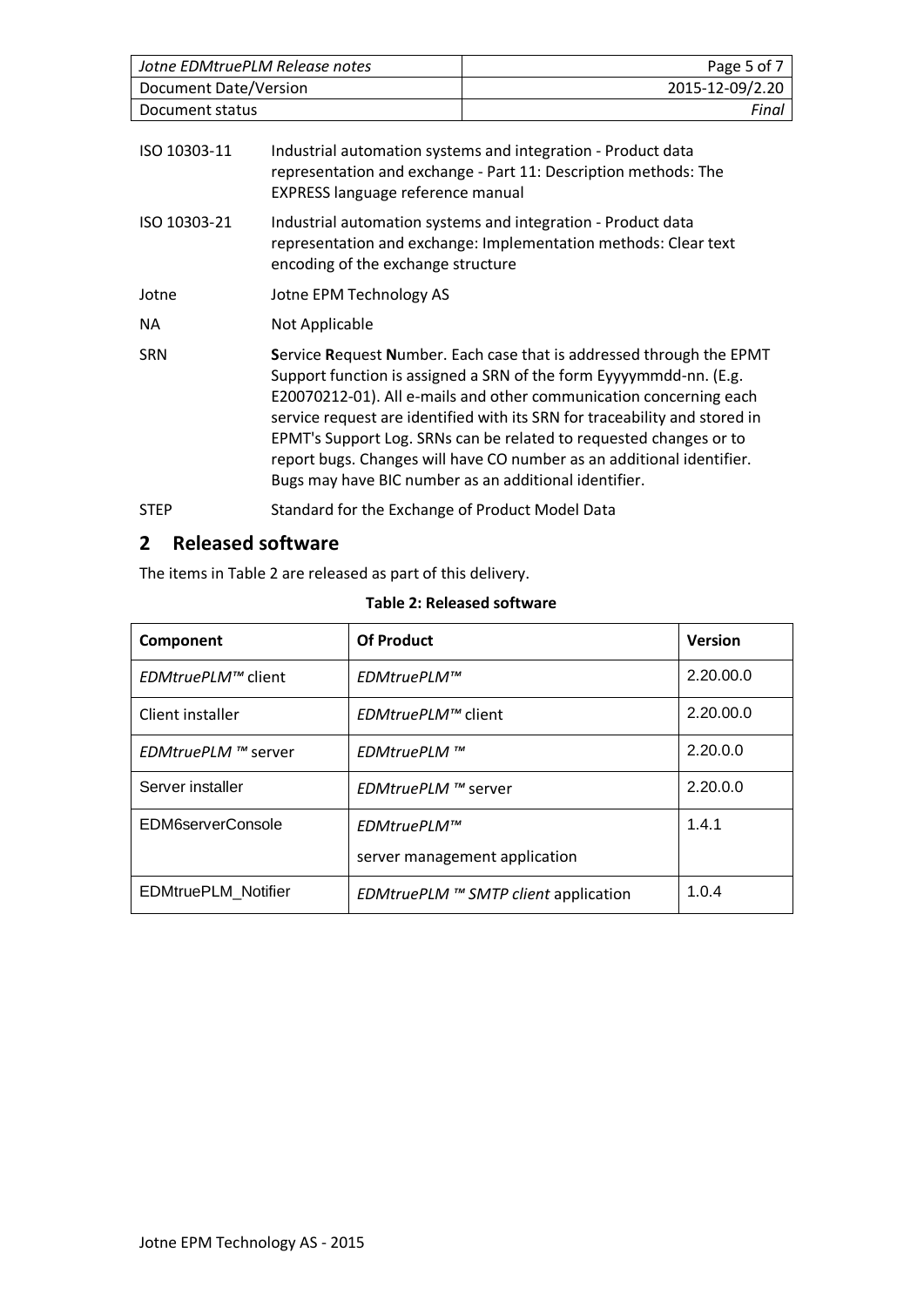| | |
|---|---|
| ISO 10303-11 | Industrial automation systems and integration - Product data representation and exchange - Part 11: Description methods: The EXPRESS language reference manual |
| ISO 10303-21 | Industrial automation systems and integration - Product data representation and exchange: Implementation methods: Clear text encoding of the exchange structure |
| Jotne | Jotne EPM Technology AS |
| NA | Not Applicable |
| SRN | **S**ervice **R**equest **N**umber. Each case that is addressed through the EPMT Support function is assigned a SRN of the form Eyyyymmdd-nn. (E.g. E20070212-01). All e-mails and other communication concerning each service request are identified with its SRN for traceability and stored in EPMT's Support Log. SRNs can be related to requested changes or to report bugs. Changes will have CO number as an additional identifier. Bugs may have BIC number as an additional identifier. |
| STEP | Standard for the Exchange of Product Model Data |

## 2 Released software

The items in Table 2 are released as part of this delivery.

**Table 2: Released software**

| Component | Of Product | Version |
|---|---|---|
| *EDMtruePLM™* client | *EDMtruePLM™* | 2.20.00.0 |
| Client installer | *EDMtruePLM™* client | 2.20.00.0 |
| *EDMtruePLM ™* server | *EDMtruePLM ™* | 2.20.0.0 |
| Server installer | *EDMtruePLM ™* server | 2.20.0.0 |
| EDM6serverConsole | *EDMtruePLM™* server management application | 1.4.1 |
| EDMtruePLM_Notifier | *EDMtruePLM ™ SMTP client* application | 1.0.4 |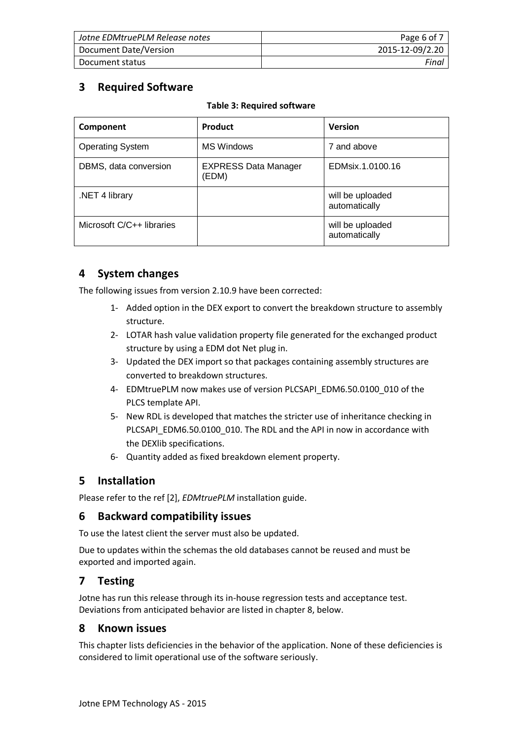# 3 Required Software

**Table 3: Required software**

| Component | Product | Version |
|---|---|---|
| Operating System | MS Windows | 7 and above |
| DBMS, data conversion | EXPRESS Data Manager (EDM) | EDMsix.1.0100.16 |
| .NET 4 library | | will be uploaded automatically |
| Microsoft C/C++ libraries | | will be uploaded automatically |

# 4 System changes

The following issues from version 2.10.9 have been corrected:

1- Added option in the DEX export to convert the breakdown structure to assembly structure.

2- LOTAR hash value validation property file generated for the exchanged product structure by using a EDM dot Net plug in.

3- Updated the DEX import so that packages containing assembly structures are converted to breakdown structures.

4- EDMtruePLM now makes use of version PLCSAPI_EDM6.50.0100_010 of the PLCS template API.

5- New RDL is developed that matches the stricter use of inheritance checking in PLCSAPI_EDM6.50.0100_010. The RDL and the API in now in accordance with the DEXlib specifications.

6- Quantity added as fixed breakdown element property.

# 5 Installation

Please refer to the ref [2], *EDMtruePLM* installation guide.

# 6 Backward compatibility issues

To use the latest client the server must also be updated.

Due to updates within the schemas the old databases cannot be reused and must be exported and imported again.

# 7 Testing

Jotne has run this release through its in-house regression tests and acceptance test. Deviations from anticipated behavior are listed in chapter 8, below.

# 8 Known issues

This chapter lists deficiencies in the behavior of the application. None of these deficiencies is considered to limit operational use of the software seriously.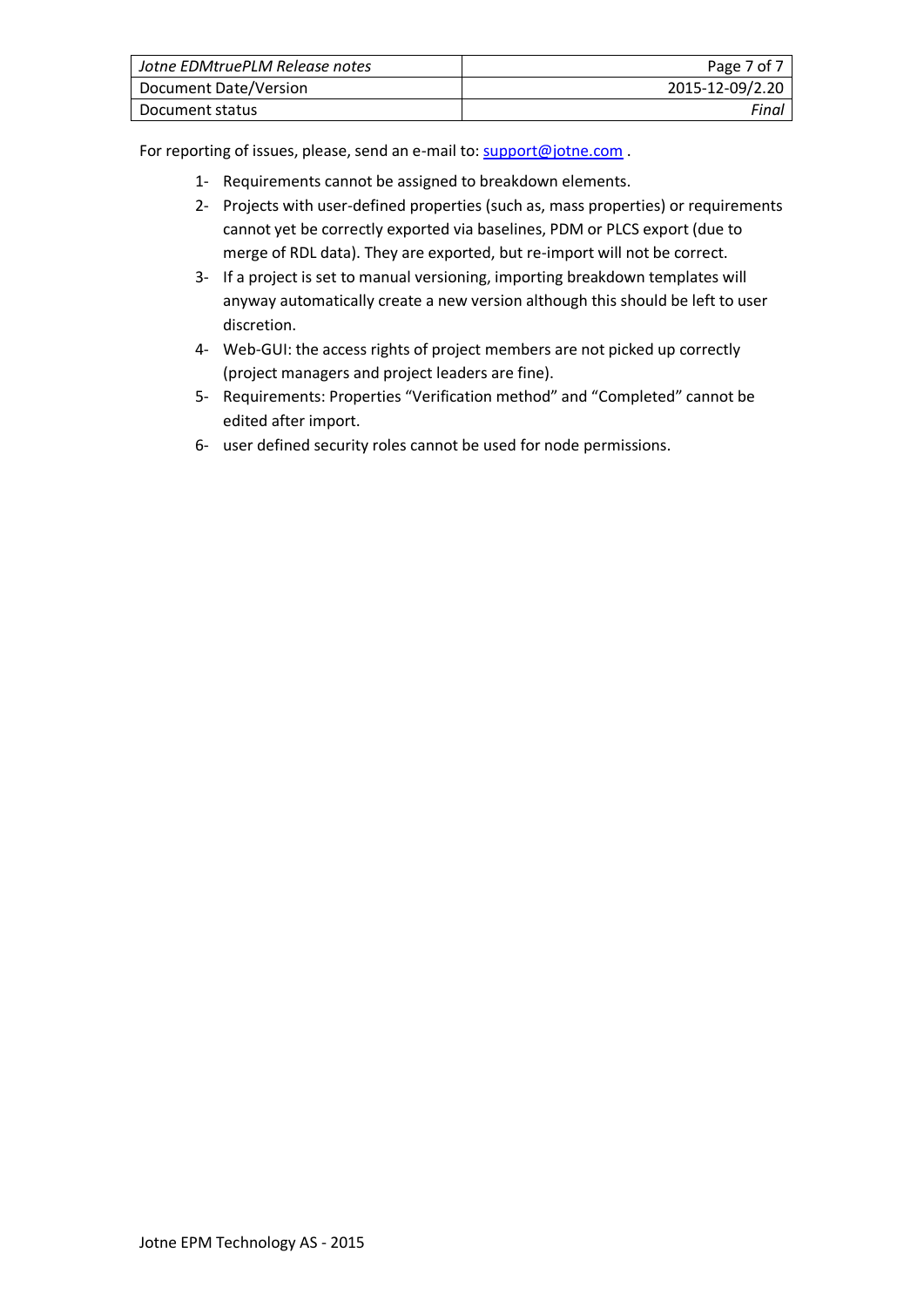For reporting of issues, please, send an e-mail to: support@jotne.com .

1- Requirements cannot be assigned to breakdown elements.
2- Projects with user-defined properties (such as, mass properties) or requirements cannot yet be correctly exported via baselines, PDM or PLCS export (due to merge of RDL data). They are exported, but re-import will not be correct.
3- If a project is set to manual versioning, importing breakdown templates will anyway automatically create a new version although this should be left to user discretion.
4- Web-GUI: the access rights of project members are not picked up correctly (project managers and project leaders are fine).
5- Requirements: Properties "Verification method" and "Completed" cannot be edited after import.
6- user defined security roles cannot be used for node permissions.